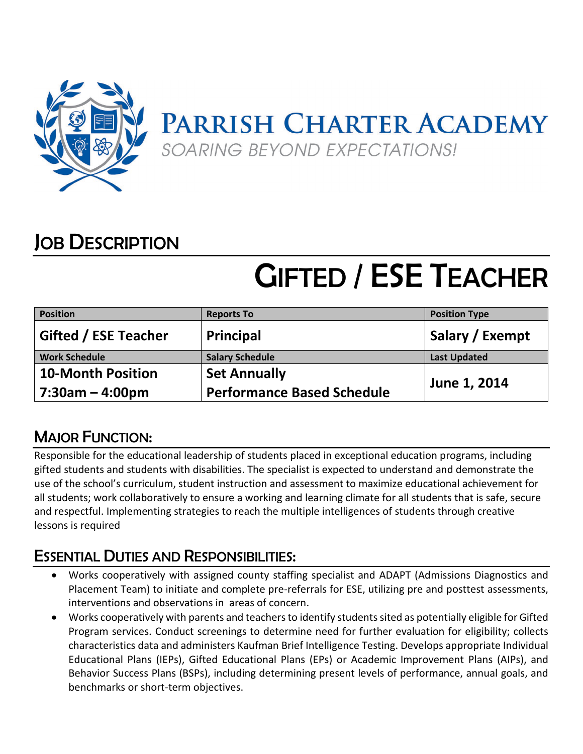# Parrish Charter Academy

*SOARING BEYOND EXPECTATIONS!*

## JOB DESCRIPTION

# GIFTED / ESE TEACHER

| Position | Reports To | Position Type |
|---|---|---|
| **Gifted / ESE Teacher** | **Principal** | **Salary / Exempt** |
| **Work Schedule** | **Salary Schedule** | **Last Updated** |
| **10-Month Position 7:30am – 4:00pm** | **Set Annually Performance Based Schedule** | **June 1, 2014** |

## MAJOR FUNCTION:

Responsible for the educational leadership of students placed in exceptional education programs, including gifted students and students with disabilities. The specialist is expected to understand and demonstrate the use of the school's curriculum, student instruction and assessment to maximize educational achievement for all students; work collaboratively to ensure a working and learning climate for all students that is safe, secure and respectful. Implementing strategies to reach the multiple intelligences of students through creative lessons is required

## ESSENTIAL DUTIES AND RESPONSIBILITIES:

- Works cooperatively with assigned county staffing specialist and ADAPT (Admissions Diagnostics and Placement Team) to initiate and complete pre-referrals for ESE, utilizing pre and posttest assessments, interventions and observations in areas of concern.
- Works cooperatively with parents and teachers to identify students sited as potentially eligible for Gifted Program services. Conduct screenings to determine need for further evaluation for eligibility; collects characteristics data and administers Kaufman Brief Intelligence Testing. Develops appropriate Individual Educational Plans (IEPs), Gifted Educational Plans (EPs) or Academic Improvement Plans (AIPs), and Behavior Success Plans (BSPs), including determining present levels of performance, annual goals, and benchmarks or short-term objectives.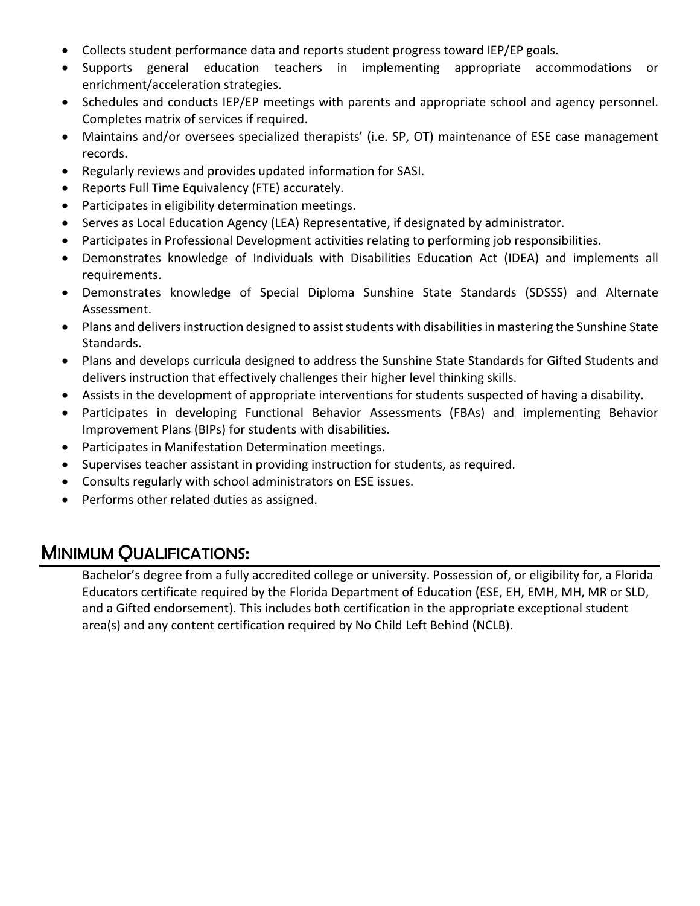- Collects student performance data and reports student progress toward IEP/EP goals.
- Supports general education teachers in implementing appropriate accommodations or enrichment/acceleration strategies.
- Schedules and conducts IEP/EP meetings with parents and appropriate school and agency personnel. Completes matrix of services if required.
- Maintains and/or oversees specialized therapists' (i.e. SP, OT) maintenance of ESE case management records.
- Regularly reviews and provides updated information for SASI.
- Reports Full Time Equivalency (FTE) accurately.
- Participates in eligibility determination meetings.
- Serves as Local Education Agency (LEA) Representative, if designated by administrator.
- Participates in Professional Development activities relating to performing job responsibilities.
- Demonstrates knowledge of Individuals with Disabilities Education Act (IDEA) and implements all requirements.
- Demonstrates knowledge of Special Diploma Sunshine State Standards (SDSSS) and Alternate Assessment.
- Plans and delivers instruction designed to assist students with disabilities in mastering the Sunshine State Standards.
- Plans and develops curricula designed to address the Sunshine State Standards for Gifted Students and delivers instruction that effectively challenges their higher level thinking skills.
- Assists in the development of appropriate interventions for students suspected of having a disability.
- Participates in developing Functional Behavior Assessments (FBAs) and implementing Behavior Improvement Plans (BIPs) for students with disabilities.
- Participates in Manifestation Determination meetings.
- Supervises teacher assistant in providing instruction for students, as required.
- Consults regularly with school administrators on ESE issues.
- Performs other related duties as assigned.

## MINIMUM QUALIFICATIONS:

Bachelor's degree from a fully accredited college or university. Possession of, or eligibility for, a Florida Educators certificate required by the Florida Department of Education (ESE, EH, EMH, MH, MR or SLD, and a Gifted endorsement). This includes both certification in the appropriate exceptional student area(s) and any content certification required by No Child Left Behind (NCLB).